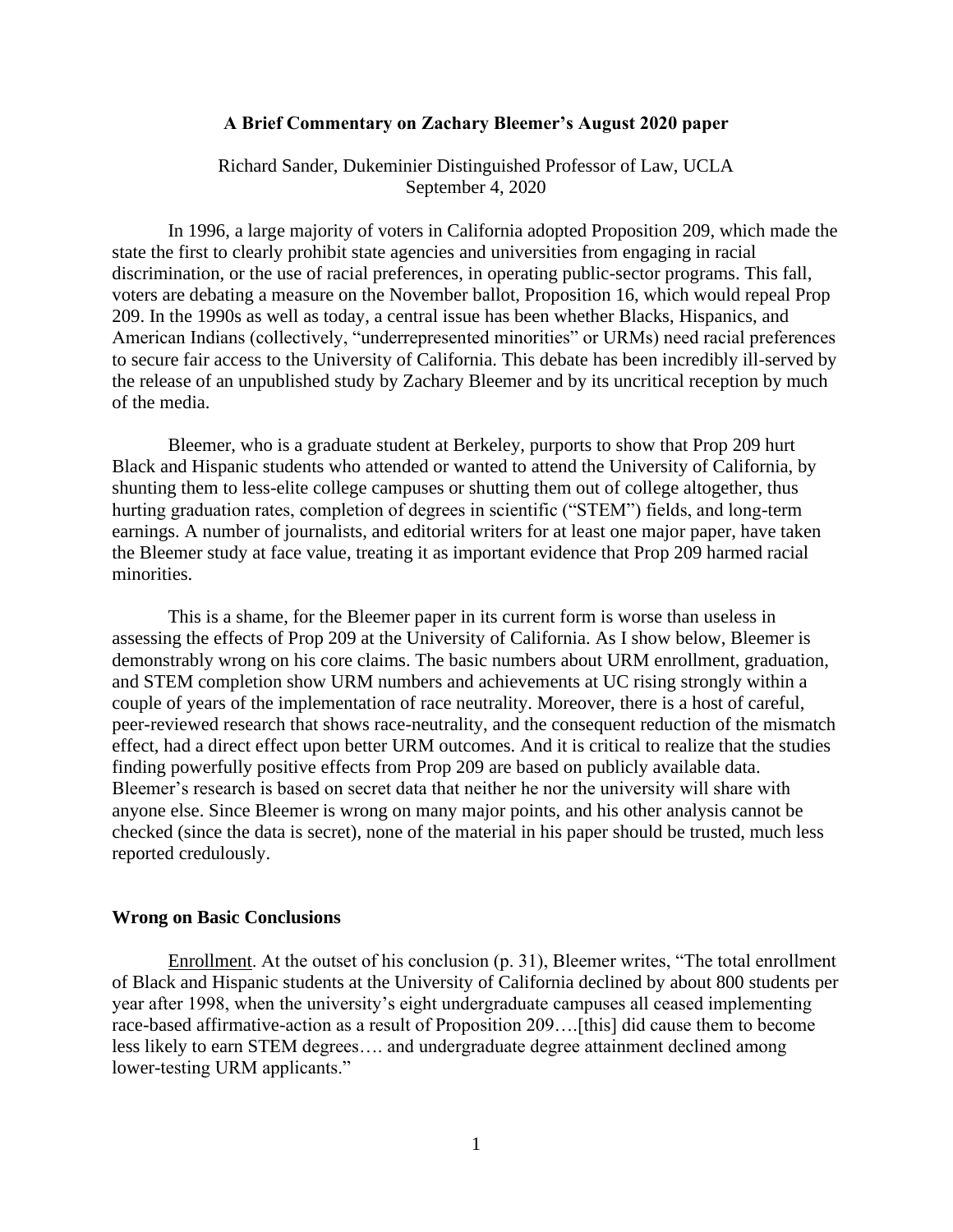**A Brief Commentary on Zachary Bleemer's August 2020 paper**

Richard Sander, Dukeminier Distinguished Professor of Law, UCLA
September 4, 2020

In 1996, a large majority of voters in California adopted Proposition 209, which made the state the first to clearly prohibit state agencies and universities from engaging in racial discrimination, or the use of racial preferences, in operating public-sector programs. This fall, voters are debating a measure on the November ballot, Proposition 16, which would repeal Prop 209. In the 1990s as well as today, a central issue has been whether Blacks, Hispanics, and American Indians (collectively, "underrepresented minorities" or URMs) need racial preferences to secure fair access to the University of California. This debate has been incredibly ill-served by the release of an unpublished study by Zachary Bleemer and by its uncritical reception by much of the media.

Bleemer, who is a graduate student at Berkeley, purports to show that Prop 209 hurt Black and Hispanic students who attended or wanted to attend the University of California, by shunting them to less-elite college campuses or shutting them out of college altogether, thus hurting graduation rates, completion of degrees in scientific ("STEM") fields, and long-term earnings. A number of journalists, and editorial writers for at least one major paper, have taken the Bleemer study at face value, treating it as important evidence that Prop 209 harmed racial minorities.

This is a shame, for the Bleemer paper in its current form is worse than useless in assessing the effects of Prop 209 at the University of California. As I show below, Bleemer is demonstrably wrong on his core claims. The basic numbers about URM enrollment, graduation, and STEM completion show URM numbers and achievements at UC rising strongly within a couple of years of the implementation of race neutrality. Moreover, there is a host of careful, peer-reviewed research that shows race-neutrality, and the consequent reduction of the mismatch effect, had a direct effect upon better URM outcomes. And it is critical to realize that the studies finding powerfully positive effects from Prop 209 are based on publicly available data. Bleemer's research is based on secret data that neither he nor the university will share with anyone else. Since Bleemer is wrong on many major points, and his other analysis cannot be checked (since the data is secret), none of the material in his paper should be trusted, much less reported credulously.

## Wrong on Basic Conclusions

Enrollment. At the outset of his conclusion (p. 31), Bleemer writes, "The total enrollment of Black and Hispanic students at the University of California declined by about 800 students per year after 1998, when the university's eight undergraduate campuses all ceased implementing race-based affirmative-action as a result of Proposition 209….[this] did cause them to become less likely to earn STEM degrees…. and undergraduate degree attainment declined among lower-testing URM applicants."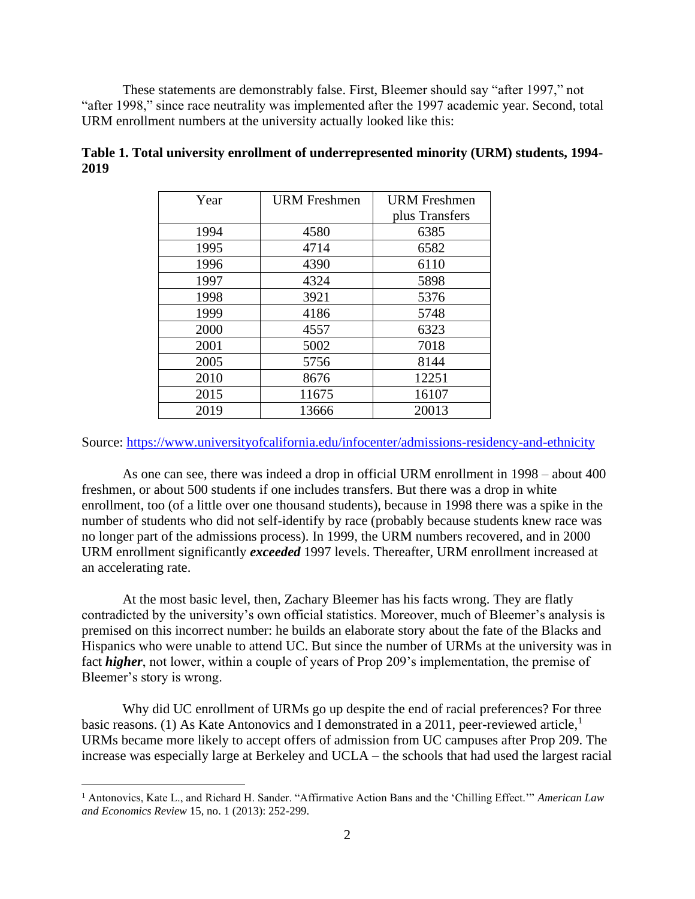These statements are demonstrably false. First, Bleemer should say "after 1997," not "after 1998," since race neutrality was implemented after the 1997 academic year. Second, total URM enrollment numbers at the university actually looked like this:

**Table 1. Total university enrollment of underrepresented minority (URM) students, 1994-2019**

| Year | URM Freshmen | URM Freshmen plus Transfers |
|---|---|---|
| 1994 | 4580 | 6385 |
| 1995 | 4714 | 6582 |
| 1996 | 4390 | 6110 |
| 1997 | 4324 | 5898 |
| 1998 | 3921 | 5376 |
| 1999 | 4186 | 5748 |
| 2000 | 4557 | 6323 |
| 2001 | 5002 | 7018 |
| 2005 | 5756 | 8144 |
| 2010 | 8676 | 12251 |
| 2015 | 11675 | 16107 |
| 2019 | 13666 | 20013 |

Source: https://www.universityofcalifornia.edu/infocenter/admissions-residency-and-ethnicity

As one can see, there was indeed a drop in official URM enrollment in 1998 – about 400 freshmen, or about 500 students if one includes transfers. But there was a drop in white enrollment, too (of a little over one thousand students), because in 1998 there was a spike in the number of students who did not self-identify by race (probably because students knew race was no longer part of the admissions process). In 1999, the URM numbers recovered, and in 2000 URM enrollment significantly ***exceeded*** 1997 levels. Thereafter, URM enrollment increased at an accelerating rate.

At the most basic level, then, Zachary Bleemer has his facts wrong. They are flatly contradicted by the university's own official statistics. Moreover, much of Bleemer's analysis is premised on this incorrect number: he builds an elaborate story about the fate of the Blacks and Hispanics who were unable to attend UC. But since the number of URMs at the university was in fact ***higher***, not lower, within a couple of years of Prop 209's implementation, the premise of Bleemer's story is wrong.

Why did UC enrollment of URMs go up despite the end of racial preferences? For three basic reasons. (1) As Kate Antonovics and I demonstrated in a 2011, peer-reviewed article,[1] URMs became more likely to accept offers of admission from UC campuses after Prop 209. The increase was especially large at Berkeley and UCLA – the schools that had used the largest racial

---

[1] Antonovics, Kate L., and Richard H. Sander. "Affirmative Action Bans and the 'Chilling Effect.'" *American Law and Economics Review* 15, no. 1 (2013): 252-299.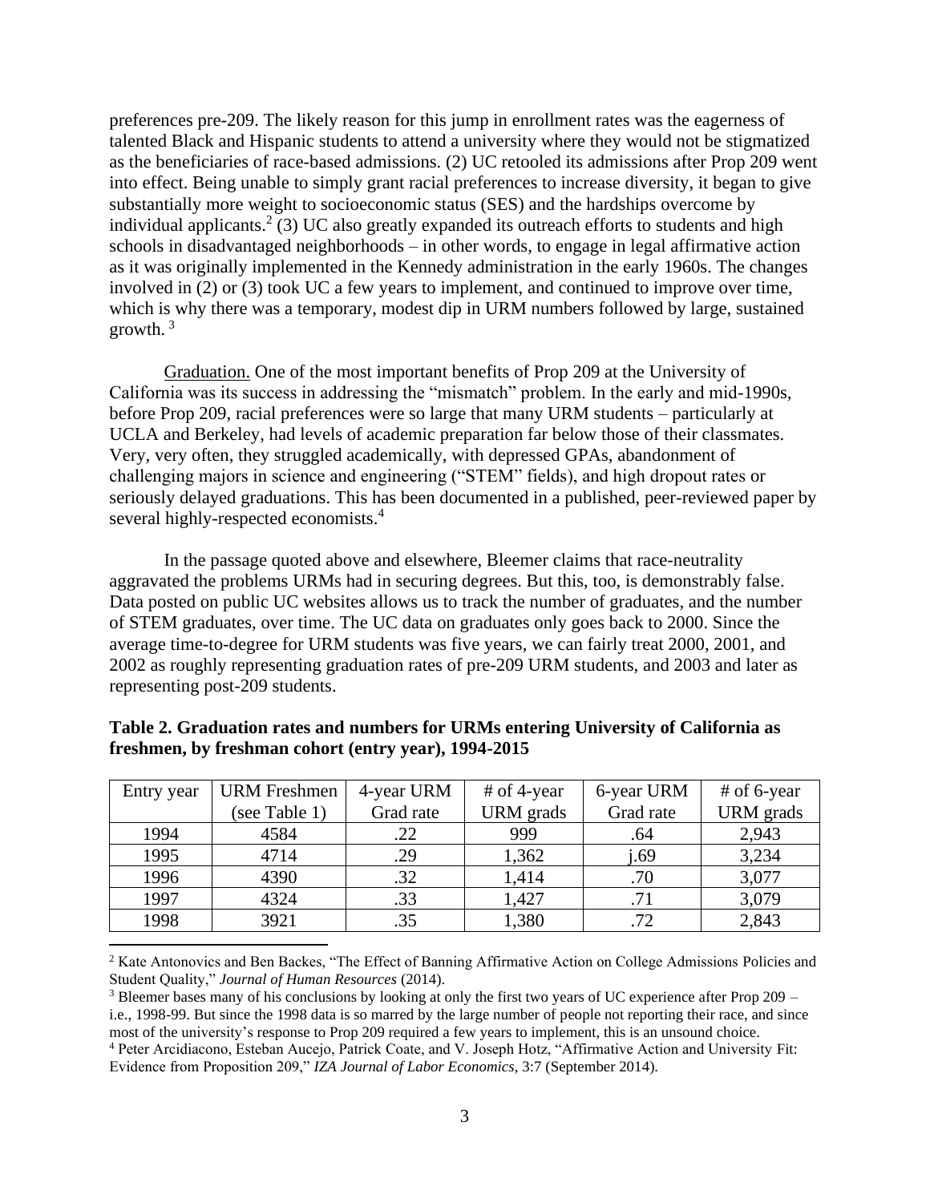preferences pre-209. The likely reason for this jump in enrollment rates was the eagerness of talented Black and Hispanic students to attend a university where they would not be stigmatized as the beneficiaries of race-based admissions. (2) UC retooled its admissions after Prop 209 went into effect. Being unable to simply grant racial preferences to increase diversity, it began to give substantially more weight to socioeconomic status (SES) and the hardships overcome by individual applicants.[2] (3) UC also greatly expanded its outreach efforts to students and high schools in disadvantaged neighborhoods – in other words, to engage in legal affirmative action as it was originally implemented in the Kennedy administration in the early 1960s. The changes involved in (2) or (3) took UC a few years to implement, and continued to improve over time, which is why there was a temporary, modest dip in URM numbers followed by large, sustained growth.[3]

Graduation. One of the most important benefits of Prop 209 at the University of California was its success in addressing the "mismatch" problem. In the early and mid-1990s, before Prop 209, racial preferences were so large that many URM students – particularly at UCLA and Berkeley, had levels of academic preparation far below those of their classmates. Very, very often, they struggled academically, with depressed GPAs, abandonment of challenging majors in science and engineering ("STEM" fields), and high dropout rates or seriously delayed graduations. This has been documented in a published, peer-reviewed paper by several highly-respected economists.[4]

In the passage quoted above and elsewhere, Bleemer claims that race-neutrality aggravated the problems URMs had in securing degrees. But this, too, is demonstrably false. Data posted on public UC websites allows us to track the number of graduates, and the number of STEM graduates, over time. The UC data on graduates only goes back to 2000. Since the average time-to-degree for URM students was five years, we can fairly treat 2000, 2001, and 2002 as roughly representing graduation rates of pre-209 URM students, and 2003 and later as representing post-209 students.

**Table 2. Graduation rates and numbers for URMs entering University of California as freshmen, by freshman cohort (entry year), 1994-2015**

| Entry year | URM Freshmen (see Table 1) | 4-year URM Grad rate | # of 4-year URM grads | 6-year URM Grad rate | # of 6-year URM grads |
|---|---|---|---|---|---|
| 1994 | 4584 | .22 | 999 | .64 | 2,943 |
| 1995 | 4714 | .29 | 1,362 | j.69 | 3,234 |
| 1996 | 4390 | .32 | 1,414 | .70 | 3,077 |
| 1997 | 4324 | .33 | 1,427 | .71 | 3,079 |
| 1998 | 3921 | .35 | 1,380 | .72 | 2,843 |

[2] Kate Antonovics and Ben Backes, "The Effect of Banning Affirmative Action on College Admissions Policies and Student Quality," *Journal of Human Resources* (2014).

[3] Bleemer bases many of his conclusions by looking at only the first two years of UC experience after Prop 209 – i.e., 1998-99. But since the 1998 data is so marred by the large number of people not reporting their race, and since most of the university's response to Prop 209 required a few years to implement, this is an unsound choice.

[4] Peter Arcidiacono, Esteban Aucejo, Patrick Coate, and V. Joseph Hotz, "Affirmative Action and University Fit: Evidence from Proposition 209," *IZA Journal of Labor Economics*, 3:7 (September 2014).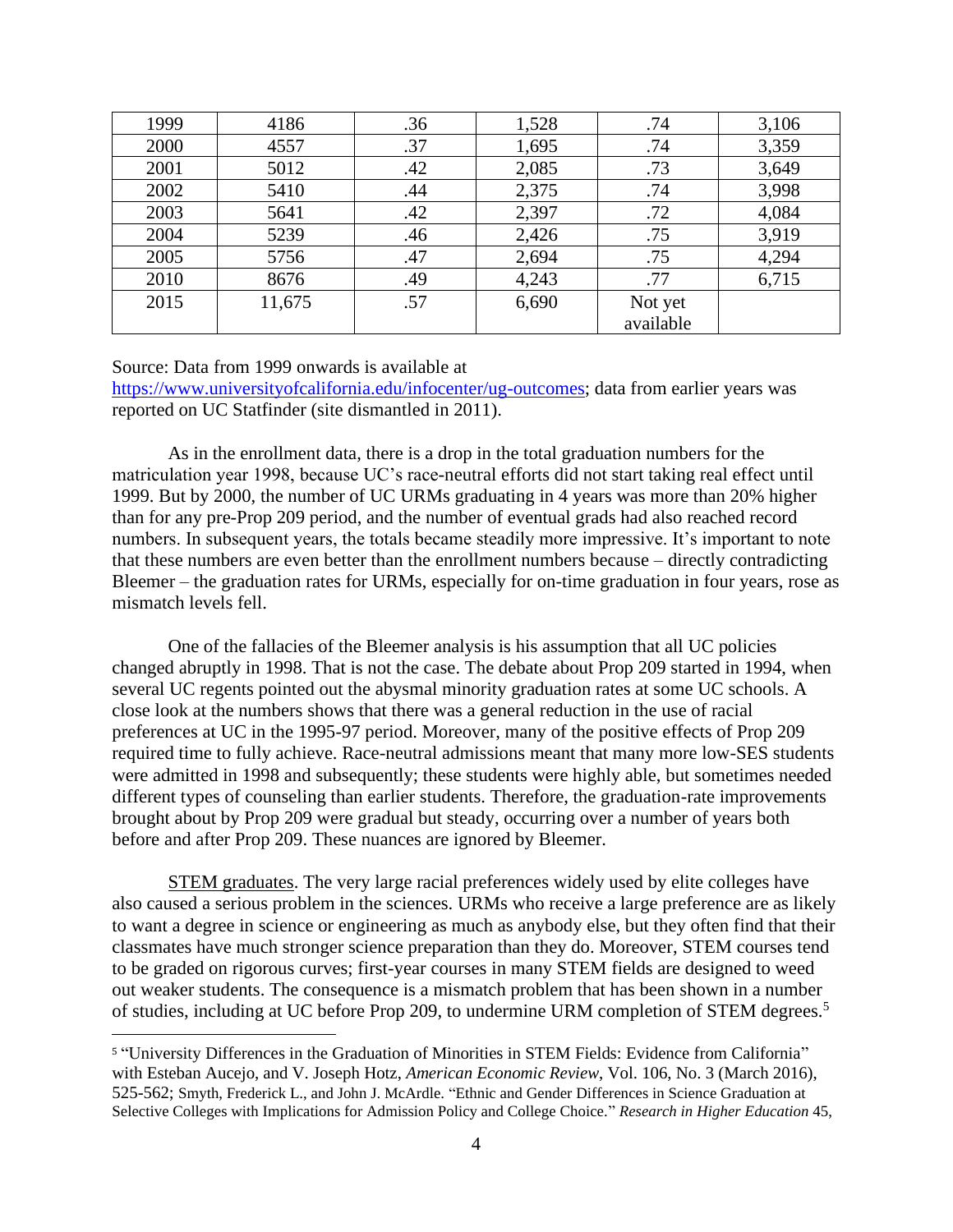| 1999 | 4186 | .36 | 1,528 | .74 | 3,106 |
|---|---|---|---|---|---|
| 2000 | 4557 | .37 | 1,695 | .74 | 3,359 |
| 2001 | 5012 | .42 | 2,085 | .73 | 3,649 |
| 2002 | 5410 | .44 | 2,375 | .74 | 3,998 |
| 2003 | 5641 | .42 | 2,397 | .72 | 4,084 |
| 2004 | 5239 | .46 | 2,426 | .75 | 3,919 |
| 2005 | 5756 | .47 | 2,694 | .75 | 4,294 |
| 2010 | 8676 | .49 | 4,243 | .77 | 6,715 |
| 2015 | 11,675 | .57 | 6,690 | Not yet available | |

Source: Data from 1999 onwards is available at https://www.universityofcalifornia.edu/infocenter/ug-outcomes; data from earlier years was reported on UC Statfinder (site dismantled in 2011).

As in the enrollment data, there is a drop in the total graduation numbers for the matriculation year 1998, because UC's race-neutral efforts did not start taking real effect until 1999. But by 2000, the number of UC URMs graduating in 4 years was more than 20% higher than for any pre-Prop 209 period, and the number of eventual grads had also reached record numbers. In subsequent years, the totals became steadily more impressive. It's important to note that these numbers are even better than the enrollment numbers because – directly contradicting Bleemer – the graduation rates for URMs, especially for on-time graduation in four years, rose as mismatch levels fell.

One of the fallacies of the Bleemer analysis is his assumption that all UC policies changed abruptly in 1998. That is not the case. The debate about Prop 209 started in 1994, when several UC regents pointed out the abysmal minority graduation rates at some UC schools. A close look at the numbers shows that there was a general reduction in the use of racial preferences at UC in the 1995-97 period. Moreover, many of the positive effects of Prop 209 required time to fully achieve. Race-neutral admissions meant that many more low-SES students were admitted in 1998 and subsequently; these students were highly able, but sometimes needed different types of counseling than earlier students. Therefore, the graduation-rate improvements brought about by Prop 209 were gradual but steady, occurring over a number of years both before and after Prop 209. These nuances are ignored by Bleemer.

STEM graduates. The very large racial preferences widely used by elite colleges have also caused a serious problem in the sciences. URMs who receive a large preference are as likely to want a degree in science or engineering as much as anybody else, but they often find that their classmates have much stronger science preparation than they do. Moreover, STEM courses tend to be graded on rigorous curves; first-year courses in many STEM fields are designed to weed out weaker students. The consequence is a mismatch problem that has been shown in a number of studies, including at UC before Prop 209, to undermine URM completion of STEM degrees.[5]

[5] "University Differences in the Graduation of Minorities in STEM Fields: Evidence from California" with Esteban Aucejo, and V. Joseph Hotz, *American Economic Review*, Vol. 106, No. 3 (March 2016), 525-562; Smyth, Frederick L., and John J. McArdle. "Ethnic and Gender Differences in Science Graduation at Selective Colleges with Implications for Admission Policy and College Choice." *Research in Higher Education* 45,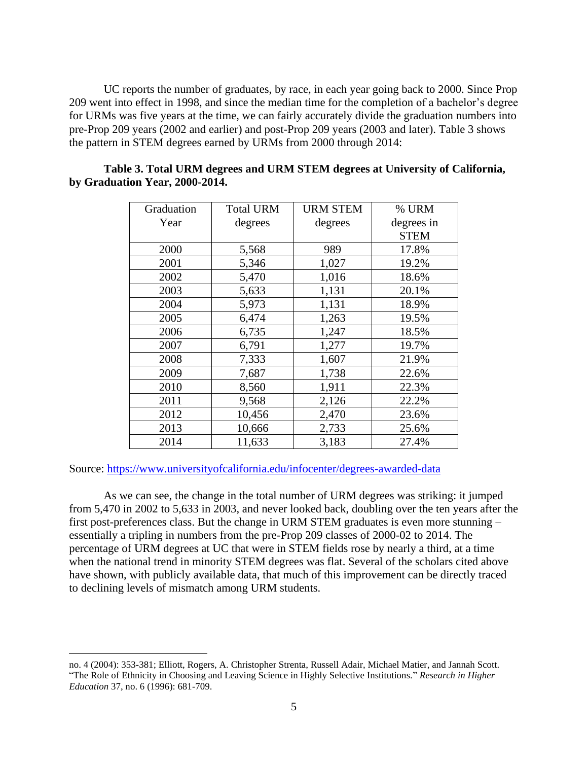UC reports the number of graduates, by race, in each year going back to 2000. Since Prop 209 went into effect in 1998, and since the median time for the completion of a bachelor's degree for URMs was five years at the time, we can fairly accurately divide the graduation numbers into pre-Prop 209 years (2002 and earlier) and post-Prop 209 years (2003 and later). Table 3 shows the pattern in STEM degrees earned by URMs from 2000 through 2014:

**Table 3. Total URM degrees and URM STEM degrees at University of California, by Graduation Year, 2000-2014.**

| Graduation Year | Total URM degrees | URM STEM degrees | % URM degrees in STEM |
|---|---|---|---|
| 2000 | 5,568 | 989 | 17.8% |
| 2001 | 5,346 | 1,027 | 19.2% |
| 2002 | 5,470 | 1,016 | 18.6% |
| 2003 | 5,633 | 1,131 | 20.1% |
| 2004 | 5,973 | 1,131 | 18.9% |
| 2005 | 6,474 | 1,263 | 19.5% |
| 2006 | 6,735 | 1,247 | 18.5% |
| 2007 | 6,791 | 1,277 | 19.7% |
| 2008 | 7,333 | 1,607 | 21.9% |
| 2009 | 7,687 | 1,738 | 22.6% |
| 2010 | 8,560 | 1,911 | 22.3% |
| 2011 | 9,568 | 2,126 | 22.2% |
| 2012 | 10,456 | 2,470 | 23.6% |
| 2013 | 10,666 | 2,733 | 25.6% |
| 2014 | 11,633 | 3,183 | 27.4% |

Source: https://www.universityofcalifornia.edu/infocenter/degrees-awarded-data

As we can see, the change in the total number of URM degrees was striking: it jumped from 5,470 in 2002 to 5,633 in 2003, and never looked back, doubling over the ten years after the first post-preferences class. But the change in URM STEM graduates is even more stunning – essentially a tripling in numbers from the pre-Prop 209 classes of 2000-02 to 2014. The percentage of URM degrees at UC that were in STEM fields rose by nearly a third, at a time when the national trend in minority STEM degrees was flat. Several of the scholars cited above have shown, with publicly available data, that much of this improvement can be directly traced to declining levels of mismatch among URM students.

no. 4 (2004): 353-381; Elliott, Rogers, A. Christopher Strenta, Russell Adair, Michael Matier, and Jannah Scott. "The Role of Ethnicity in Choosing and Leaving Science in Highly Selective Institutions." *Research in Higher Education* 37, no. 6 (1996): 681-709.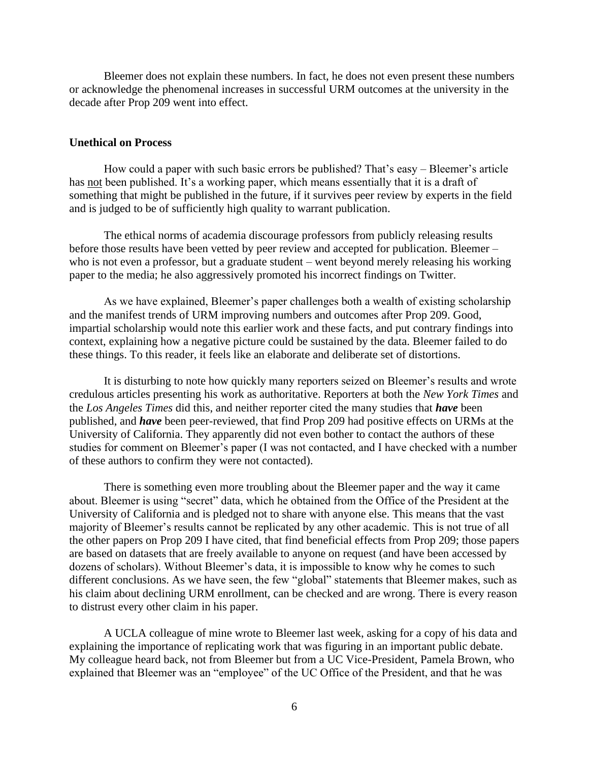Bleemer does not explain these numbers. In fact, he does not even present these numbers or acknowledge the phenomenal increases in successful URM outcomes at the university in the decade after Prop 209 went into effect.

**Unethical on Process**

How could a paper with such basic errors be published? That's easy – Bleemer's article has not been published. It's a working paper, which means essentially that it is a draft of something that might be published in the future, if it survives peer review by experts in the field and is judged to be of sufficiently high quality to warrant publication.

The ethical norms of academia discourage professors from publicly releasing results before those results have been vetted by peer review and accepted for publication. Bleemer – who is not even a professor, but a graduate student – went beyond merely releasing his working paper to the media; he also aggressively promoted his incorrect findings on Twitter.

As we have explained, Bleemer's paper challenges both a wealth of existing scholarship and the manifest trends of URM improving numbers and outcomes after Prop 209. Good, impartial scholarship would note this earlier work and these facts, and put contrary findings into context, explaining how a negative picture could be sustained by the data. Bleemer failed to do these things. To this reader, it feels like an elaborate and deliberate set of distortions.

It is disturbing to note how quickly many reporters seized on Bleemer's results and wrote credulous articles presenting his work as authoritative. Reporters at both the *New York Times* and the *Los Angeles Times* did this, and neither reporter cited the many studies that ***have*** been published, and ***have*** been peer-reviewed, that find Prop 209 had positive effects on URMs at the University of California. They apparently did not even bother to contact the authors of these studies for comment on Bleemer's paper (I was not contacted, and I have checked with a number of these authors to confirm they were not contacted).

There is something even more troubling about the Bleemer paper and the way it came about. Bleemer is using "secret" data, which he obtained from the Office of the President at the University of California and is pledged not to share with anyone else. This means that the vast majority of Bleemer's results cannot be replicated by any other academic. This is not true of all the other papers on Prop 209 I have cited, that find beneficial effects from Prop 209; those papers are based on datasets that are freely available to anyone on request (and have been accessed by dozens of scholars). Without Bleemer's data, it is impossible to know why he comes to such different conclusions. As we have seen, the few "global" statements that Bleemer makes, such as his claim about declining URM enrollment, can be checked and are wrong. There is every reason to distrust every other claim in his paper.

A UCLA colleague of mine wrote to Bleemer last week, asking for a copy of his data and explaining the importance of replicating work that was figuring in an important public debate. My colleague heard back, not from Bleemer but from a UC Vice-President, Pamela Brown, who explained that Bleemer was an "employee" of the UC Office of the President, and that he was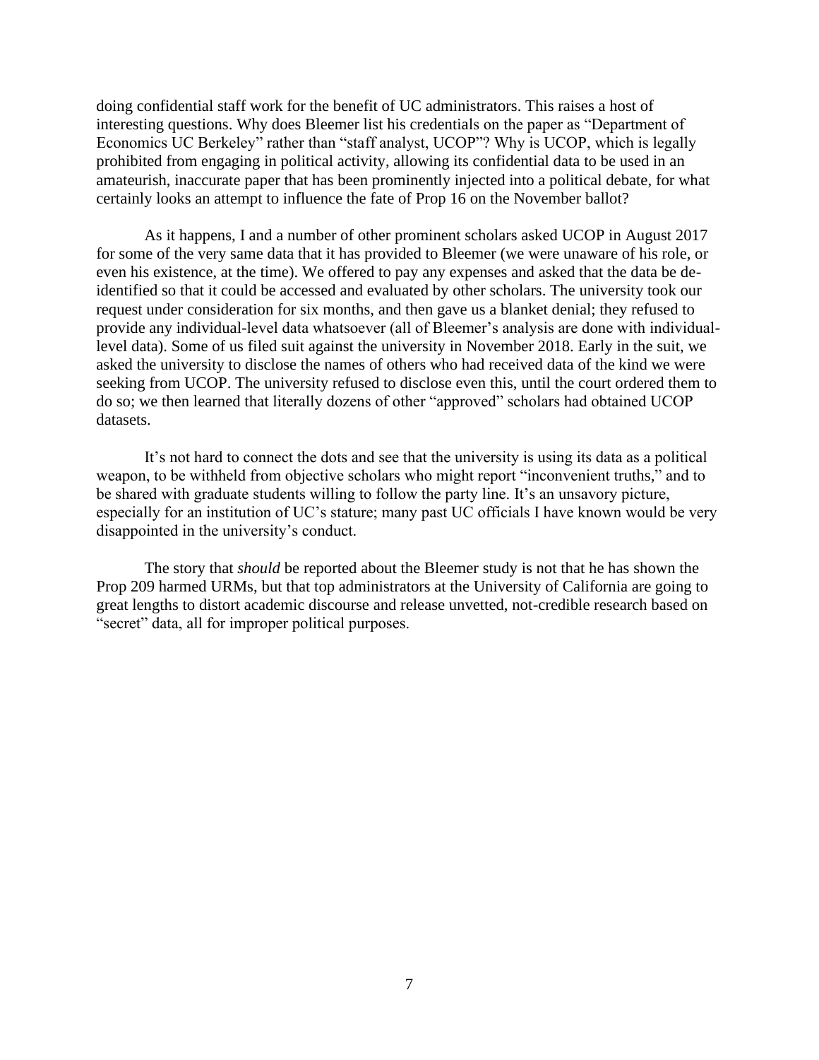doing confidential staff work for the benefit of UC administrators. This raises a host of interesting questions. Why does Bleemer list his credentials on the paper as "Department of Economics UC Berkeley" rather than "staff analyst, UCOP"? Why is UCOP, which is legally prohibited from engaging in political activity, allowing its confidential data to be used in an amateurish, inaccurate paper that has been prominently injected into a political debate, for what certainly looks an attempt to influence the fate of Prop 16 on the November ballot?

As it happens, I and a number of other prominent scholars asked UCOP in August 2017 for some of the very same data that it has provided to Bleemer (we were unaware of his role, or even his existence, at the time). We offered to pay any expenses and asked that the data be de-identified so that it could be accessed and evaluated by other scholars. The university took our request under consideration for six months, and then gave us a blanket denial; they refused to provide any individual-level data whatsoever (all of Bleemer's analysis are done with individual-level data). Some of us filed suit against the university in November 2018. Early in the suit, we asked the university to disclose the names of others who had received data of the kind we were seeking from UCOP. The university refused to disclose even this, until the court ordered them to do so; we then learned that literally dozens of other "approved" scholars had obtained UCOP datasets.

It's not hard to connect the dots and see that the university is using its data as a political weapon, to be withheld from objective scholars who might report "inconvenient truths," and to be shared with graduate students willing to follow the party line. It's an unsavory picture, especially for an institution of UC's stature; many past UC officials I have known would be very disappointed in the university's conduct.

The story that *should* be reported about the Bleemer study is not that he has shown the Prop 209 harmed URMs, but that top administrators at the University of California are going to great lengths to distort academic discourse and release unvetted, not-credible research based on "secret" data, all for improper political purposes.